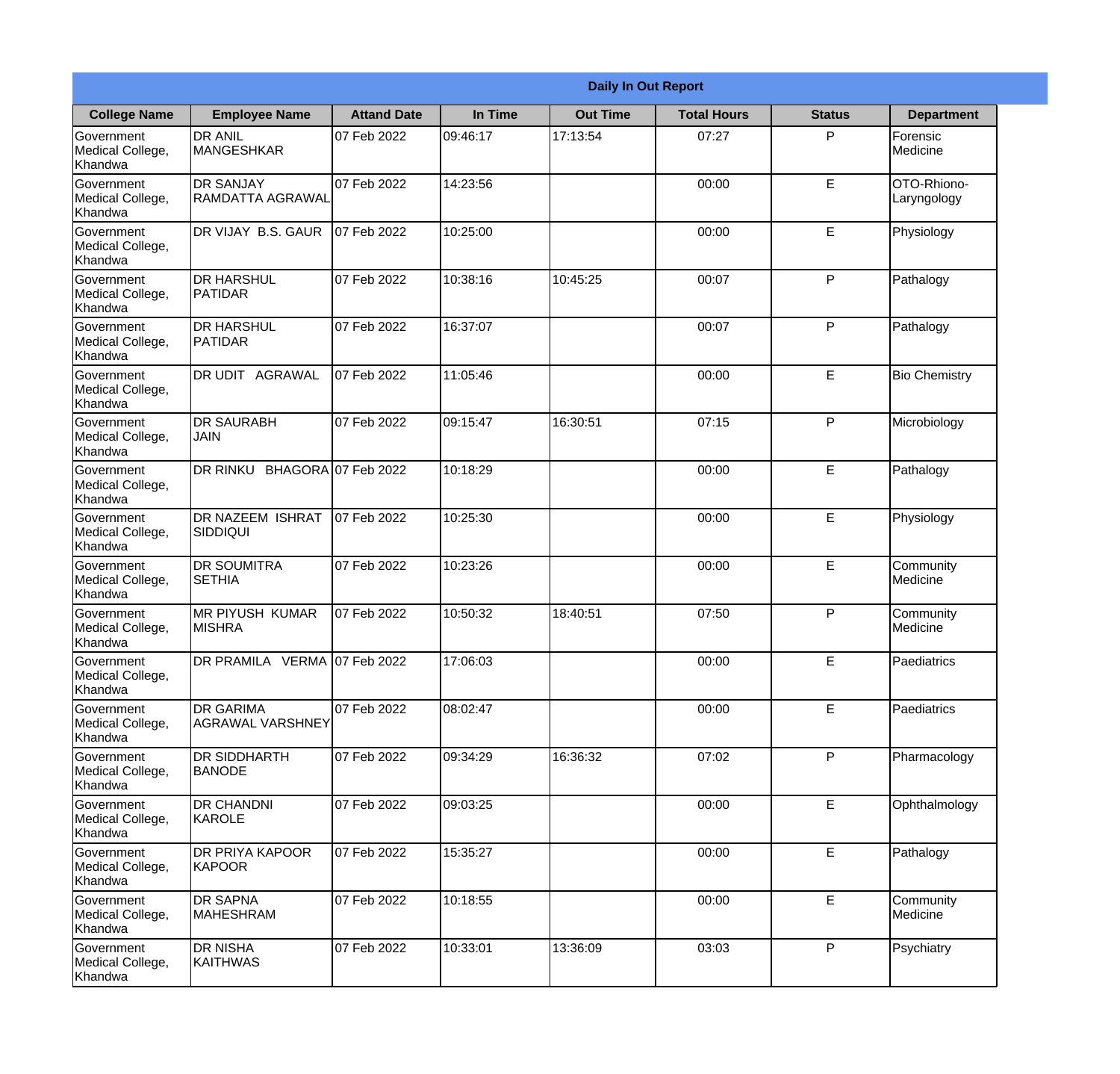| Daily In Out Report | | | | | | | |
|---|---|---|---|---|---|---|---|
| **College Name** | **Employee Name** | **Attand Date** | **In Time** | **Out Time** | **Total Hours** | **Status** | **Department** |
| Government Medical College, Khandwa | DR ANIL MANGESHKAR | 07 Feb 2022 | 09:46:17 | 17:13:54 | 07:27 | P | Forensic Medicine |
| Government Medical College, Khandwa | DR SANJAY RAMDATTA AGRAWAL | 07 Feb 2022 | 14:23:56 | | 00:00 | E | OTO-Rhiono-Laryngology |
| Government Medical College, Khandwa | DR VIJAY B.S. GAUR | 07 Feb 2022 | 10:25:00 | | 00:00 | E | Physiology |
| Government Medical College, Khandwa | DR HARSHUL PATIDAR | 07 Feb 2022 | 10:38:16 | 10:45:25 | 00:07 | P | Pathalogy |
| Government Medical College, Khandwa | DR HARSHUL PATIDAR | 07 Feb 2022 | 16:37:07 | | 00:07 | P | Pathalogy |
| Government Medical College, Khandwa | DR UDIT AGRAWAL | 07 Feb 2022 | 11:05:46 | | 00:00 | E | Bio Chemistry |
| Government Medical College, Khandwa | DR SAURABH JAIN | 07 Feb 2022 | 09:15:47 | 16:30:51 | 07:15 | P | Microbiology |
| Government Medical College, Khandwa | DR RINKU BHAGORA | 07 Feb 2022 | 10:18:29 | | 00:00 | E | Pathalogy |
| Government Medical College, Khandwa | DR NAZEEM ISHRAT SIDDIQUI | 07 Feb 2022 | 10:25:30 | | 00:00 | E | Physiology |
| Government Medical College, Khandwa | DR SOUMITRA SETHIA | 07 Feb 2022 | 10:23:26 | | 00:00 | E | Community Medicine |
| Government Medical College, Khandwa | MR PIYUSH KUMAR MISHRA | 07 Feb 2022 | 10:50:32 | 18:40:51 | 07:50 | P | Community Medicine |
| Government Medical College, Khandwa | DR PRAMILA VERMA | 07 Feb 2022 | 17:06:03 | | 00:00 | E | Paediatrics |
| Government Medical College, Khandwa | DR GARIMA AGRAWAL VARSHNEY | 07 Feb 2022 | 08:02:47 | | 00:00 | E | Paediatrics |
| Government Medical College, Khandwa | DR SIDDHARTH BANODE | 07 Feb 2022 | 09:34:29 | 16:36:32 | 07:02 | P | Pharmacology |
| Government Medical College, Khandwa | DR CHANDNI KAROLE | 07 Feb 2022 | 09:03:25 | | 00:00 | E | Ophthalmology |
| Government Medical College, Khandwa | DR PRIYA KAPOOR KAPOOR | 07 Feb 2022 | 15:35:27 | | 00:00 | E | Pathalogy |
| Government Medical College, Khandwa | DR SAPNA MAHESHRAM | 07 Feb 2022 | 10:18:55 | | 00:00 | E | Community Medicine |
| Government Medical College, Khandwa | DR NISHA KAITHWAS | 07 Feb 2022 | 10:33:01 | 13:36:09 | 03:03 | P | Psychiatry |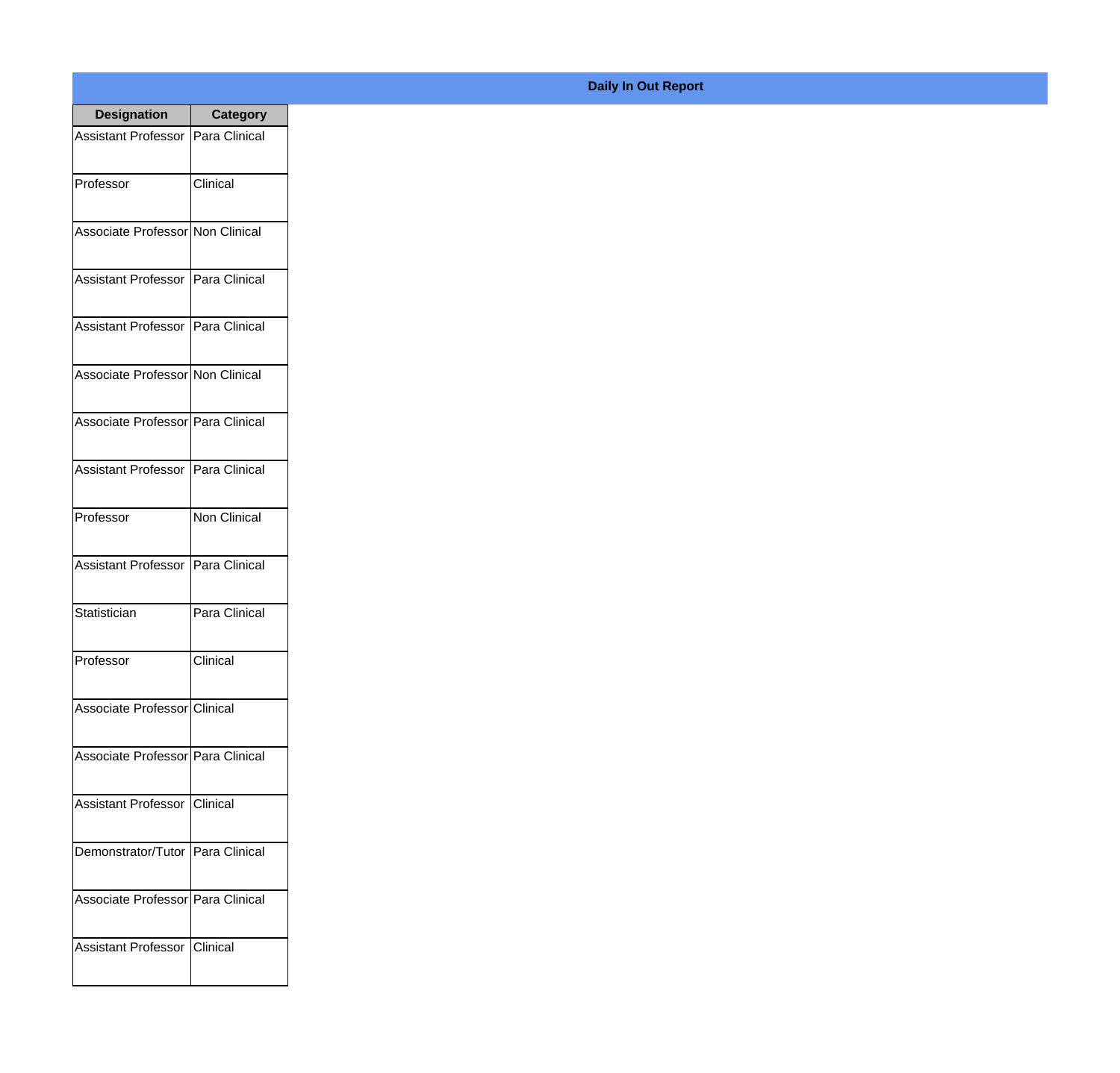**Daily In Out Report**

| Designation | Category |
|---|---|
| Assistant Professor | Para Clinical |
| Professor | Clinical |
| Associate Professor | Non Clinical |
| Assistant Professor | Para Clinical |
| Assistant Professor | Para Clinical |
| Associate Professor | Non Clinical |
| Associate Professor | Para Clinical |
| Assistant Professor | Para Clinical |
| Professor | Non Clinical |
| Assistant Professor | Para Clinical |
| Statistician | Para Clinical |
| Professor | Clinical |
| Associate Professor | Clinical |
| Associate Professor | Para Clinical |
| Assistant Professor | Clinical |
| Demonstrator/Tutor | Para Clinical |
| Associate Professor | Para Clinical |
| Assistant Professor | Clinical |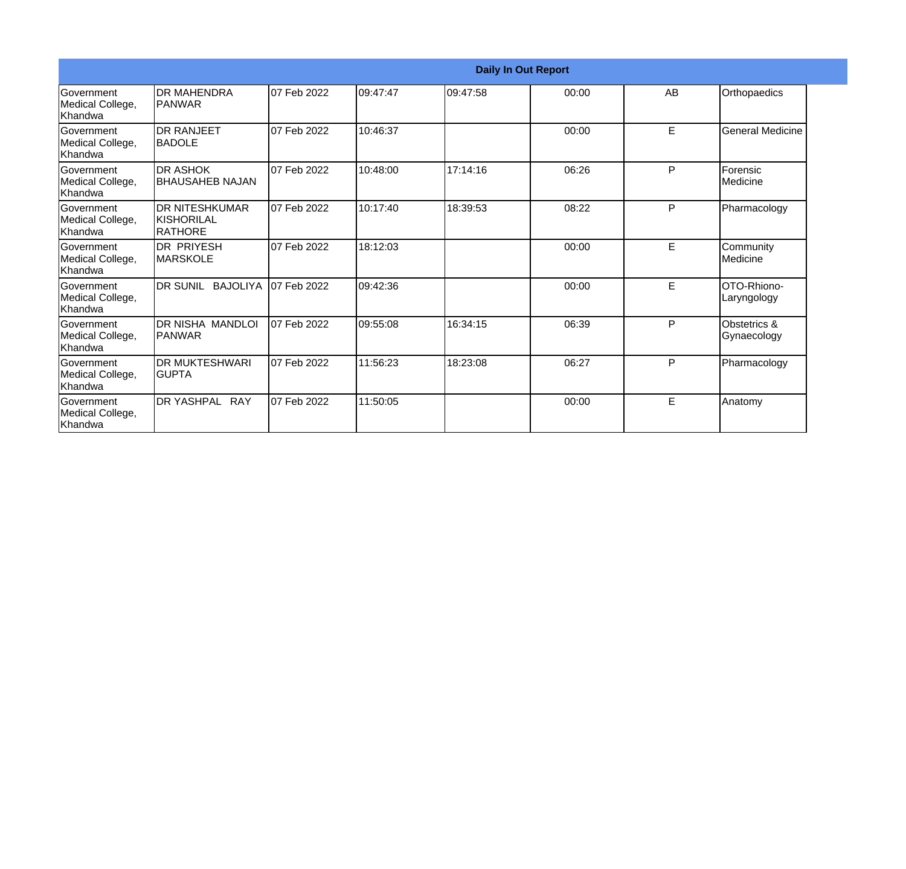| Daily In Out Report | | | | | | | |
|---|---|---|---|---|---|---|---|
| Government Medical College, Khandwa | DR MAHENDRA PANWAR | 07 Feb 2022 | 09:47:47 | 09:47:58 | 00:00 | AB | Orthopaedics |
| Government Medical College, Khandwa | DR RANJEET BADOLE | 07 Feb 2022 | 10:46:37 | | 00:00 | E | General Medicine |
| Government Medical College, Khandwa | DR ASHOK BHAUSAHEB NAJAN | 07 Feb 2022 | 10:48:00 | 17:14:16 | 06:26 | P | Forensic Medicine |
| Government Medical College, Khandwa | DR NITESHKUMAR KISHORILAL RATHORE | 07 Feb 2022 | 10:17:40 | 18:39:53 | 08:22 | P | Pharmacology |
| Government Medical College, Khandwa | DR PRIYESH MARSKOLE | 07 Feb 2022 | 18:12:03 | | 00:00 | E | Community Medicine |
| Government Medical College, Khandwa | DR SUNIL BAJOLIYA | 07 Feb 2022 | 09:42:36 | | 00:00 | E | OTO-Rhiono-Laryngology |
| Government Medical College, Khandwa | DR NISHA MANDLOI PANWAR | 07 Feb 2022 | 09:55:08 | 16:34:15 | 06:39 | P | Obstetrics & Gynaecology |
| Government Medical College, Khandwa | DR MUKTESHWARI GUPTA | 07 Feb 2022 | 11:56:23 | 18:23:08 | 06:27 | P | Pharmacology |
| Government Medical College, Khandwa | DR YASHPAL RAY | 07 Feb 2022 | 11:50:05 | | 00:00 | E | Anatomy |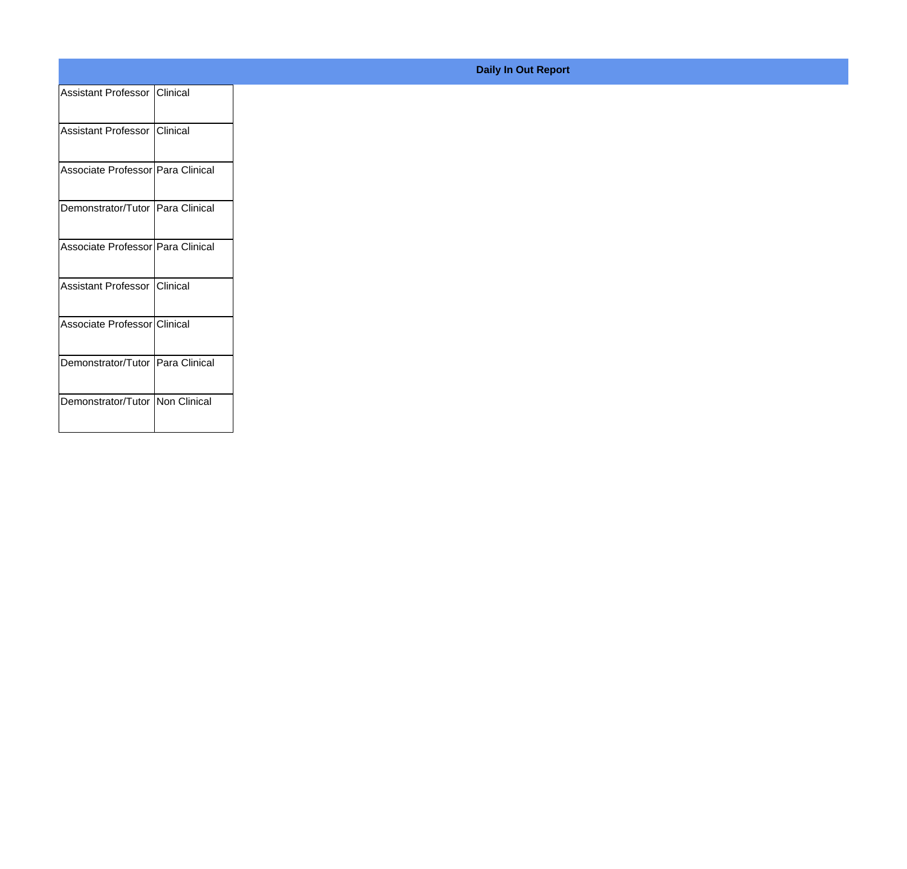**Daily In Out Report**

| | |
|---|---|
| Assistant Professor | Clinical |
| Assistant Professor | Clinical |
| Associate Professor | Para Clinical |
| Demonstrator/Tutor | Para Clinical |
| Associate Professor | Para Clinical |
| Assistant Professor | Clinical |
| Associate Professor | Clinical |
| Demonstrator/Tutor | Para Clinical |
| Demonstrator/Tutor | Non Clinical |